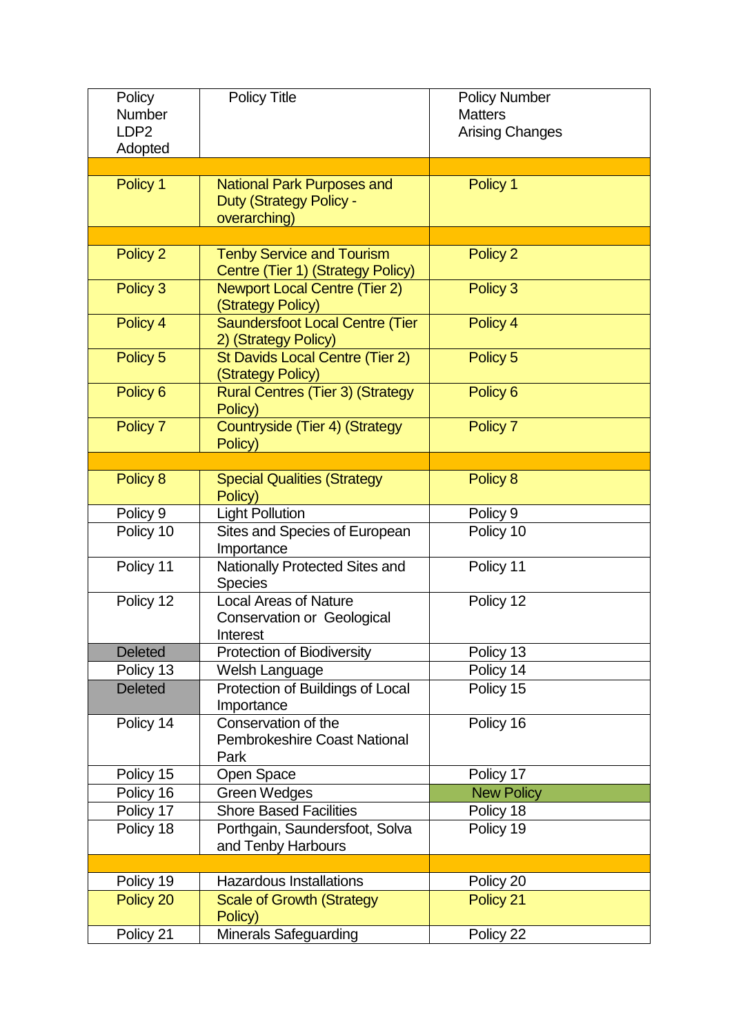| Policy Number LDP2 Adopted | Policy Title | Policy Number Matters Arising Changes |
|---|---|---|
| | | |
| Policy 1 | National Park Purposes and Duty (Strategy Policy - overarching) | Policy 1 |
| | | |
| Policy 2 | Tenby Service and Tourism Centre (Tier 1) (Strategy Policy) | Policy 2 |
| Policy 3 | Newport Local Centre (Tier 2) (Strategy Policy) | Policy 3 |
| Policy 4 | Saundersfoot Local Centre (Tier 2) (Strategy Policy) | Policy 4 |
| Policy 5 | St Davids Local Centre (Tier 2) (Strategy Policy) | Policy 5 |
| Policy 6 | Rural Centres (Tier 3) (Strategy Policy) | Policy 6 |
| Policy 7 | Countryside (Tier 4) (Strategy Policy) | Policy 7 |
| | | |
| Policy 8 | Special Qualities (Strategy Policy) | Policy 8 |
| Policy 9 | Light Pollution | Policy 9 |
| Policy 10 | Sites and Species of European Importance | Policy 10 |
| Policy 11 | Nationally Protected Sites and Species | Policy 11 |
| Policy 12 | Local Areas of Nature Conservation or Geological Interest | Policy 12 |
| Deleted | Protection of Biodiversity | Policy 13 |
| Policy 13 | Welsh Language | Policy 14 |
| Deleted | Protection of Buildings of Local Importance | Policy 15 |
| Policy 14 | Conservation of the Pembrokeshire Coast National Park | Policy 16 |
| Policy 15 | Open Space | Policy 17 |
| Policy 16 | Green Wedges | New Policy |
| Policy 17 | Shore Based Facilities | Policy 18 |
| Policy 18 | Porthgain, Saundersfoot, Solva and Tenby Harbours | Policy 19 |
| | | |
| Policy 19 | Hazardous Installations | Policy 20 |
| Policy 20 | Scale of Growth (Strategy Policy) | Policy 21 |
| Policy 21 | Minerals Safeguarding | Policy 22 |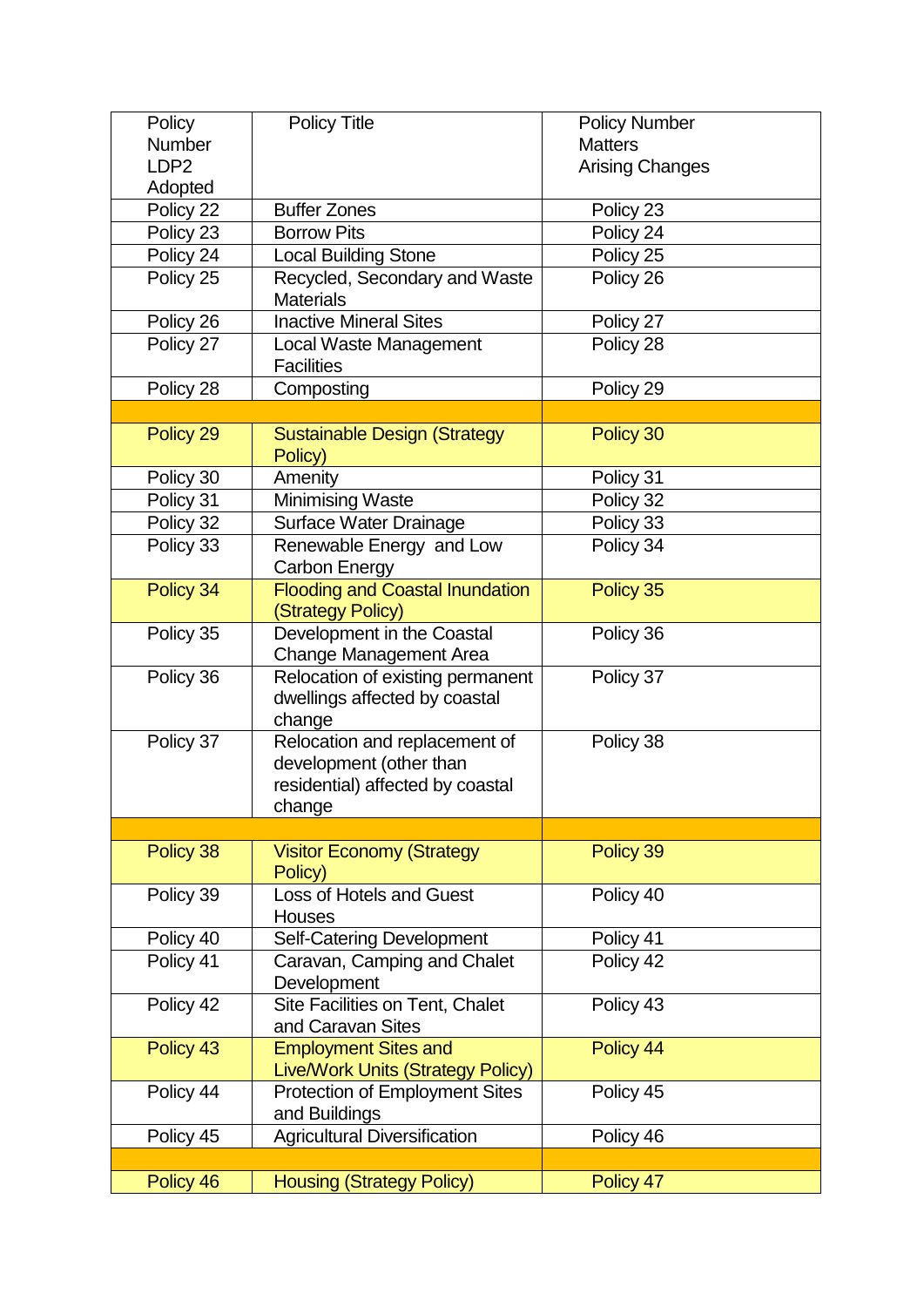| Policy Number LDP2 Adopted | Policy Title | Policy Number Matters Arising Changes |
|---|---|---|
| Policy 22 | Buffer Zones | Policy 23 |
| Policy 23 | Borrow Pits | Policy 24 |
| Policy 24 | Local Building Stone | Policy 25 |
| Policy 25 | Recycled, Secondary and Waste Materials | Policy 26 |
| Policy 26 | Inactive Mineral Sites | Policy 27 |
| Policy 27 | Local Waste Management Facilities | Policy 28 |
| Policy 28 | Composting | Policy 29 |
| | | |
| Policy 29 | Sustainable Design (Strategy Policy) | Policy 30 |
| Policy 30 | Amenity | Policy 31 |
| Policy 31 | Minimising Waste | Policy 32 |
| Policy 32 | Surface Water Drainage | Policy 33 |
| Policy 33 | Renewable Energy and Low Carbon Energy | Policy 34 |
| Policy 34 | Flooding and Coastal Inundation (Strategy Policy) | Policy 35 |
| Policy 35 | Development in the Coastal Change Management Area | Policy 36 |
| Policy 36 | Relocation of existing permanent dwellings affected by coastal change | Policy 37 |
| Policy 37 | Relocation and replacement of development (other than residential) affected by coastal change | Policy 38 |
| | | |
| Policy 38 | Visitor Economy (Strategy Policy) | Policy 39 |
| Policy 39 | Loss of Hotels and Guest Houses | Policy 40 |
| Policy 40 | Self-Catering Development | Policy 41 |
| Policy 41 | Caravan, Camping and Chalet Development | Policy 42 |
| Policy 42 | Site Facilities on Tent, Chalet and Caravan Sites | Policy 43 |
| Policy 43 | Employment Sites and Live/Work Units (Strategy Policy) | Policy 44 |
| Policy 44 | Protection of Employment Sites and Buildings | Policy 45 |
| Policy 45 | Agricultural Diversification | Policy 46 |
| | | |
| Policy 46 | Housing (Strategy Policy) | Policy 47 |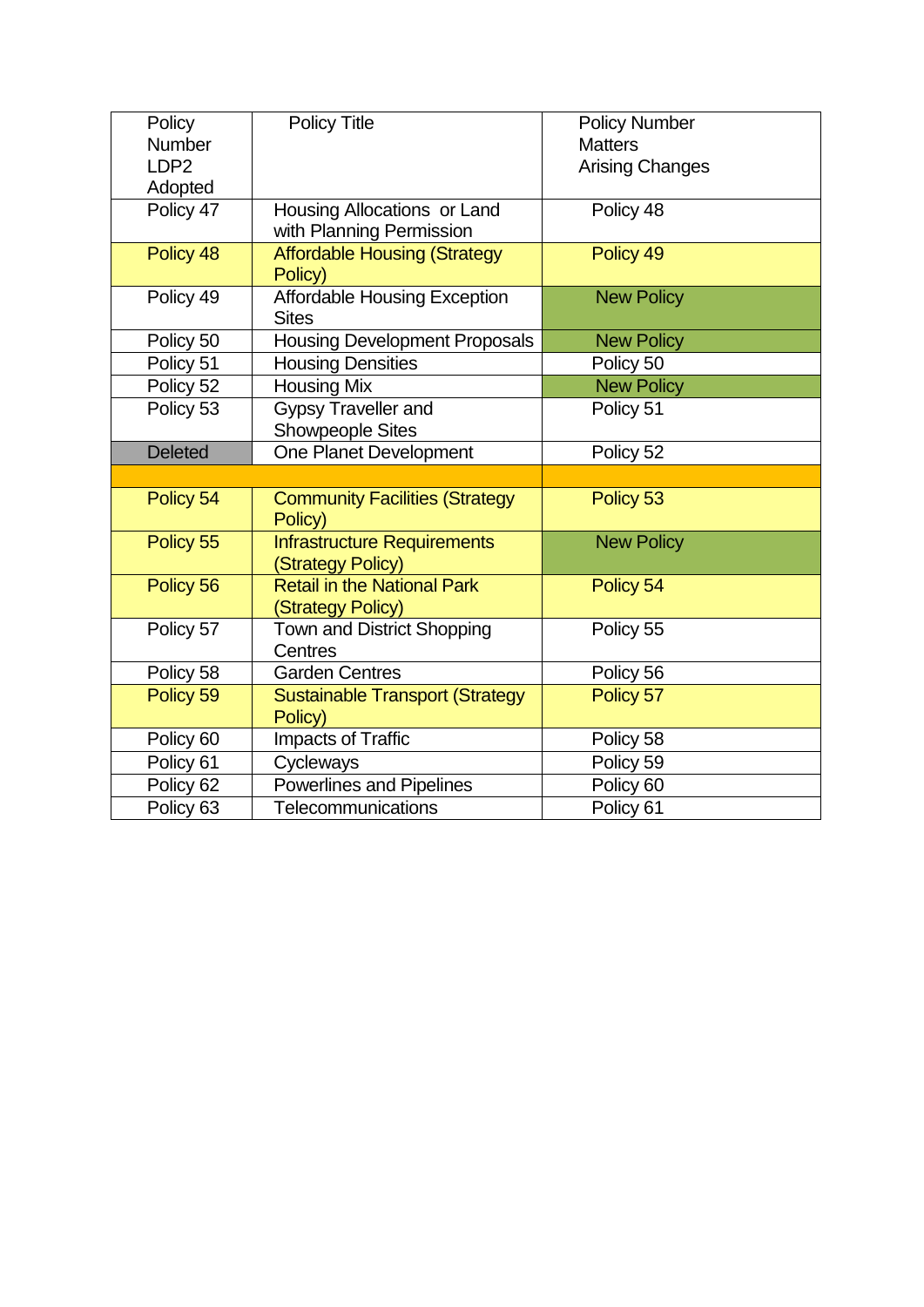| Policy Number LDP2 Adopted | Policy Title | Policy Number Matters Arising Changes |
|---|---|---|
| Policy 47 | Housing Allocations or Land with Planning Permission | Policy 48 |
| Policy 48 | Affordable Housing (Strategy Policy) | Policy 49 |
| Policy 49 | Affordable Housing Exception Sites | New Policy |
| Policy 50 | Housing Development Proposals | New Policy |
| Policy 51 | Housing Densities | Policy 50 |
| Policy 52 | Housing Mix | New Policy |
| Policy 53 | Gypsy Traveller and Showpeople Sites | Policy 51 |
| Deleted | One Planet Development | Policy 52 |
| | | |
| Policy 54 | Community Facilities (Strategy Policy) | Policy 53 |
| Policy 55 | Infrastructure Requirements (Strategy Policy) | New Policy |
| Policy 56 | Retail in the National Park (Strategy Policy) | Policy 54 |
| Policy 57 | Town and District Shopping Centres | Policy 55 |
| Policy 58 | Garden Centres | Policy 56 |
| Policy 59 | Sustainable Transport (Strategy Policy) | Policy 57 |
| Policy 60 | Impacts of Traffic | Policy 58 |
| Policy 61 | Cycleways | Policy 59 |
| Policy 62 | Powerlines and Pipelines | Policy 60 |
| Policy 63 | Telecommunications | Policy 61 |